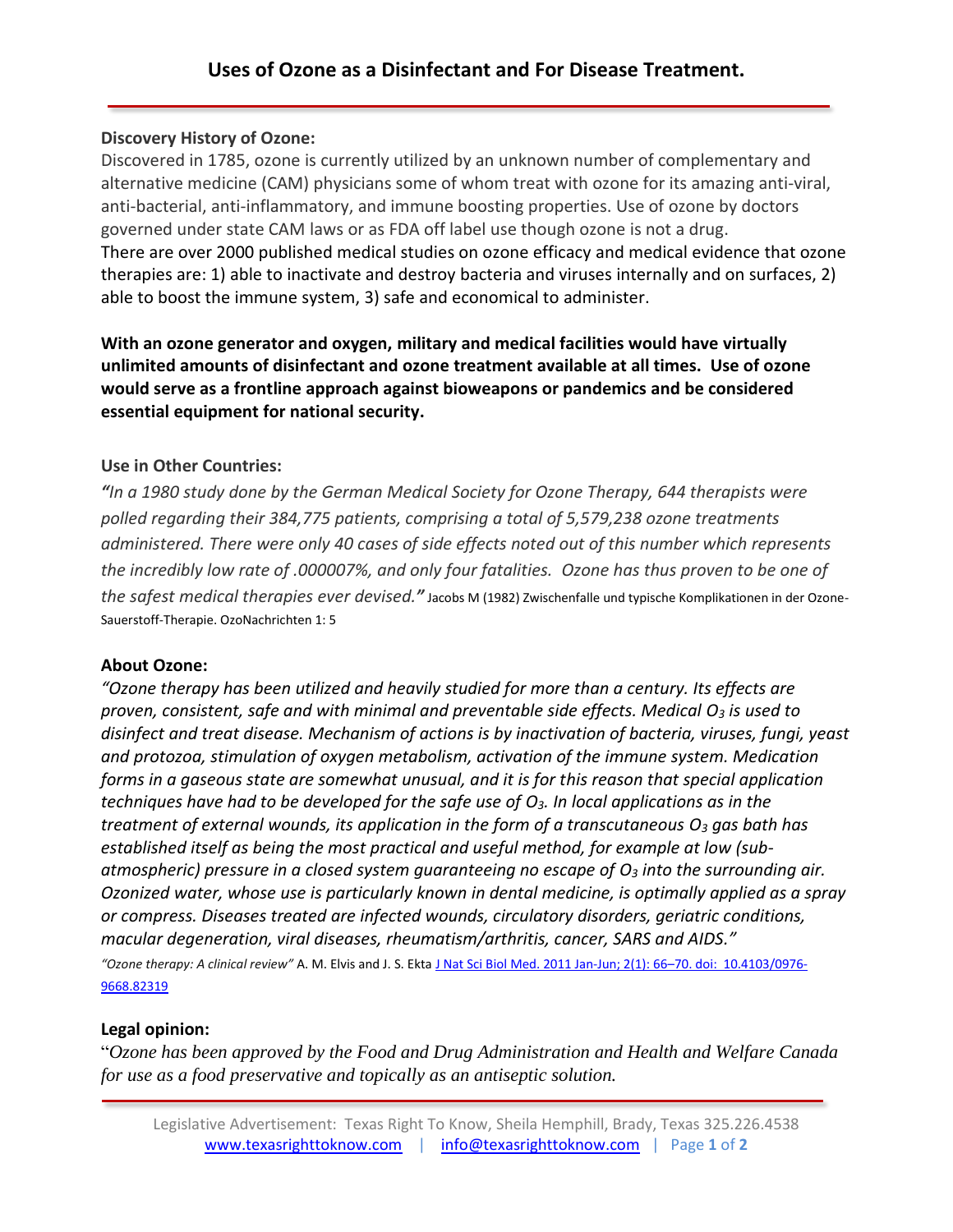# Uses of Ozone as a Disinfectant and For Disease Treatment.

**Discovery History of Ozone:**

Discovered in 1785, ozone is currently utilized by an unknown number of complementary and alternative medicine (CAM) physicians some of whom treat with ozone for its amazing anti-viral, anti-bacterial, anti-inflammatory, and immune boosting properties. Use of ozone by doctors governed under state CAM laws or as FDA off label use though ozone is not a drug.

There are over 2000 published medical studies on ozone efficacy and medical evidence that ozone therapies are: 1) able to inactivate and destroy bacteria and viruses internally and on surfaces, 2) able to boost the immune system, 3) safe and economical to administer.

**With an ozone generator and oxygen, military and medical facilities would have virtually unlimited amounts of disinfectant and ozone treatment available at all times. Use of ozone would serve as a frontline approach against bioweapons or pandemics and be considered essential equipment for national security.**

**Use in Other Countries:**

***"****In a 1980 study done by the German Medical Society for Ozone Therapy, 644 therapists were polled regarding their 384,775 patients, comprising a total of 5,579,238 ozone treatments administered. There were only 40 cases of side effects noted out of this number which represents the incredibly low rate of .000007%, and only four fatalities. Ozone has thus proven to be one of the safest medical therapies ever devised.****"*** Jacobs M (1982) Zwischenfalle und typische Komplikationen in der Ozone-Sauerstoff-Therapie. OzoNachrichten 1: 5

**About Ozone:**

*"Ozone therapy has been utilized and heavily studied for more than a century. Its effects are proven, consistent, safe and with minimal and preventable side effects. Medical $O_3$ is used to disinfect and treat disease. Mechanism of actions is by inactivation of bacteria, viruses, fungi, yeast and protozoa, stimulation of oxygen metabolism, activation of the immune system. Medication forms in a gaseous state are somewhat unusual, and it is for this reason that special application techniques have had to be developed for the safe use of $O_3$. In local applications as in the treatment of external wounds, its application in the form of a transcutaneous $O_3$ gas bath has established itself as being the most practical and useful method, for example at low (sub-atmospheric) pressure in a closed system guaranteeing no escape of $O_3$ into the surrounding air. Ozonized water, whose use is particularly known in dental medicine, is optimally applied as a spray or compress. Diseases treated are infected wounds, circulatory disorders, geriatric conditions, macular degeneration, viral diseases, rheumatism/arthritis, cancer, SARS and AIDS."*

*"Ozone therapy: A clinical review"* A. M. Elvis and J. S. Ekta J Nat Sci Biol Med. 2011 Jan-Jun; 2(1): 66–70. doi: 10.4103/0976-9668.82319

**Legal opinion:**

"*Ozone has been approved by the Food and Drug Administration and Health and Welfare Canada for use as a food preservative and topically as an antiseptic solution.*

Legislative Advertisement: Texas Right To Know, Sheila Hemphill, Brady, Texas 325.226.4538
www.texasrighttoknow.com | info@texasrighttoknow.com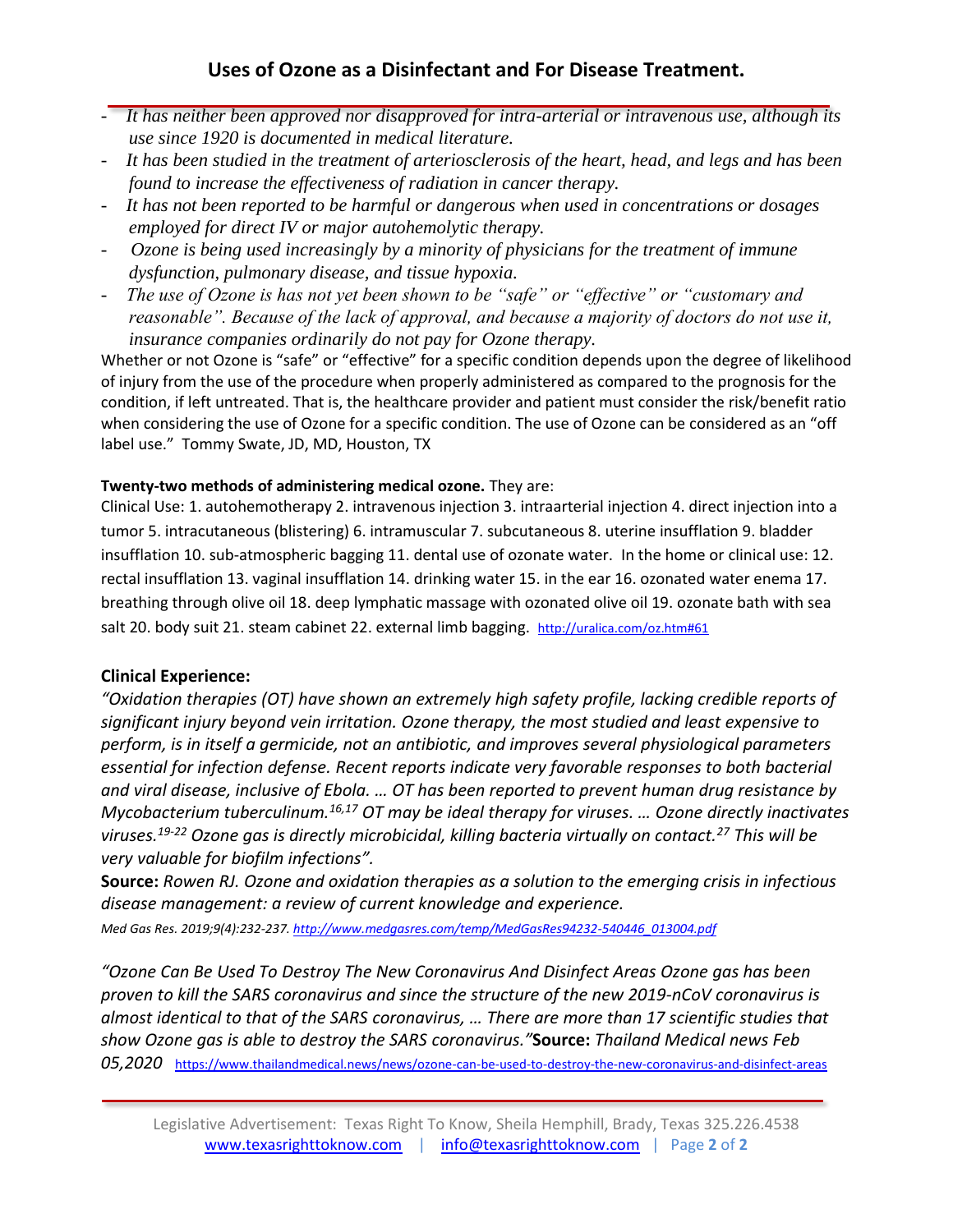- *It has neither been approved nor disapproved for intra-arterial or intravenous use, although its use since 1920 is documented in medical literature.*
- *It has been studied in the treatment of arteriosclerosis of the heart, head, and legs and has been found to increase the effectiveness of radiation in cancer therapy.*
- *It has not been reported to be harmful or dangerous when used in concentrations or dosages employed for direct IV or major autohemolytic therapy.*
- *Ozone is being used increasingly by a minority of physicians for the treatment of immune dysfunction, pulmonary disease, and tissue hypoxia.*
- *The use of Ozone is has not yet been shown to be "safe" or "effective" or "customary and reasonable". Because of the lack of approval, and because a majority of doctors do not use it, insurance companies ordinarily do not pay for Ozone therapy.*

Whether or not Ozone is "safe" or "effective" for a specific condition depends upon the degree of likelihood of injury from the use of the procedure when properly administered as compared to the prognosis for the condition, if left untreated. That is, the healthcare provider and patient must consider the risk/benefit ratio when considering the use of Ozone for a specific condition. The use of Ozone can be considered as an "off label use." Tommy Swate, JD, MD, Houston, TX

**Twenty-two methods of administering medical ozone.** They are:
Clinical Use: 1. autohemotherapy 2. intravenous injection 3. intraarterial injection 4. direct injection into a tumor 5. intracutaneous (blistering) 6. intramuscular 7. subcutaneous 8. uterine insufflation 9. bladder insufflation 10. sub-atmospheric bagging 11. dental use of ozonate water. In the home or clinical use: 12. rectal insufflation 13. vaginal insufflation 14. drinking water 15. in the ear 16. ozonated water enema 17. breathing through olive oil 18. deep lymphatic massage with ozonated olive oil 19. ozonate bath with sea salt 20. body suit 21. steam cabinet 22. external limb bagging. http://uralica.com/oz.htm#61

## Clinical Experience:

*"Oxidation therapies (OT) have shown an extremely high safety profile, lacking credible reports of significant injury beyond vein irritation. Ozone therapy, the most studied and least expensive to perform, is in itself a germicide, not an antibiotic, and improves several physiological parameters essential for infection defense. Recent reports indicate very favorable responses to both bacterial and viral disease, inclusive of Ebola. … OT has been reported to prevent human drug resistance by Mycobacterium tuberculinum.[16,17] OT may be ideal therapy for viruses. … Ozone directly inactivates viruses.[19-22] Ozone gas is directly microbicidal, killing bacteria virtually on contact.[27] This will be very valuable for biofilm infections".*

**Source:** *Rowen RJ. Ozone and oxidation therapies as a solution to the emerging crisis in infectious disease management: a review of current knowledge and experience.*
*Med Gas Res. 2019;9(4):232-237.* http://www.medgasres.com/temp/MedGasRes94232-540446_013004.pdf

*"Ozone Can Be Used To Destroy The New Coronavirus And Disinfect Areas Ozone gas has been proven to kill the SARS coronavirus and since the structure of the new 2019-nCoV coronavirus is almost identical to that of the SARS coronavirus, … There are more than 17 scientific studies that show Ozone gas is able to destroy the SARS coronavirus."* **Source:** *Thailand Medical news Feb 05,2020* https://www.thailandmedical.news/news/ozone-can-be-used-to-destroy-the-new-coronavirus-and-disinfect-areas

Legislative Advertisement: Texas Right To Know, Sheila Hemphill, Brady, Texas 325.226.4538
www.texasrighttoknow.com | info@texasrighttoknow.com